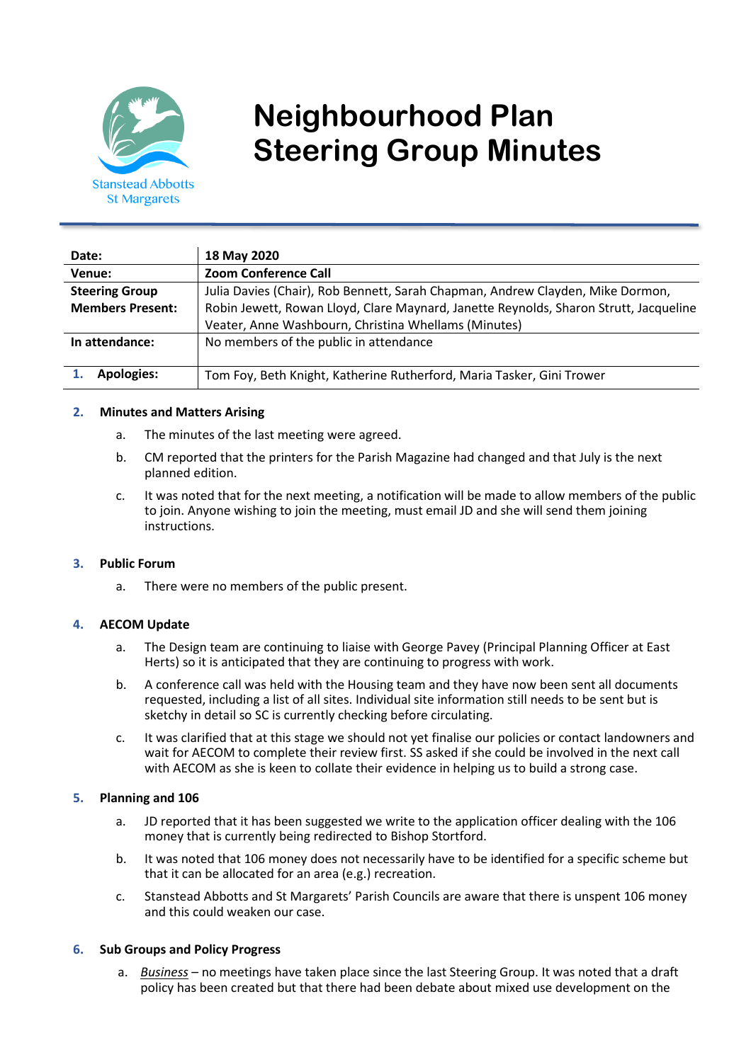Stanstead Abbotts St Margarets

# Neighbourhood Plan Steering Group Minutes

| | |
|---|---|
| **Date:** | **18 May 2020** |
| **Venue:** | **Zoom Conference Call** |
| **Steering Group Members Present:** | Julia Davies (Chair), Rob Bennett, Sarah Chapman, Andrew Clayden, Mike Dormon, Robin Jewett, Rowan Lloyd, Clare Maynard, Janette Reynolds, Sharon Strutt, Jacqueline Veater, Anne Washbourn, Christina Whellams (Minutes) |
| **In attendance:** | No members of the public in attendance |
| **1. Apologies:** | Tom Foy, Beth Knight, Katherine Rutherford, Maria Tasker, Gini Trower |

## 2. Minutes and Matters Arising

a. The minutes of the last meeting were agreed.

b. CM reported that the printers for the Parish Magazine had changed and that July is the next planned edition.

c. It was noted that for the next meeting, a notification will be made to allow members of the public to join. Anyone wishing to join the meeting, must email JD and she will send them joining instructions.

## 3. Public Forum

a. There were no members of the public present.

## 4. AECOM Update

a. The Design team are continuing to liaise with George Pavey (Principal Planning Officer at East Herts) so it is anticipated that they are continuing to progress with work.

b. A conference call was held with the Housing team and they have now been sent all documents requested, including a list of all sites. Individual site information still needs to be sent but is sketchy in detail so SC is currently checking before circulating.

c. It was clarified that at this stage we should not yet finalise our policies or contact landowners and wait for AECOM to complete their review first. SS asked if she could be involved in the next call with AECOM as she is keen to collate their evidence in helping us to build a strong case.

## 5. Planning and 106

a. JD reported that it has been suggested we write to the application officer dealing with the 106 money that is currently being redirected to Bishop Stortford.

b. It was noted that 106 money does not necessarily have to be identified for a specific scheme but that it can be allocated for an area (e.g.) recreation.

c. Stanstead Abbotts and St Margarets' Parish Councils are aware that there is unspent 106 money and this could weaken our case.

## 6. Sub Groups and Policy Progress

a. *Business* – no meetings have taken place since the last Steering Group. It was noted that a draft policy has been created but that there had been debate about mixed use development on the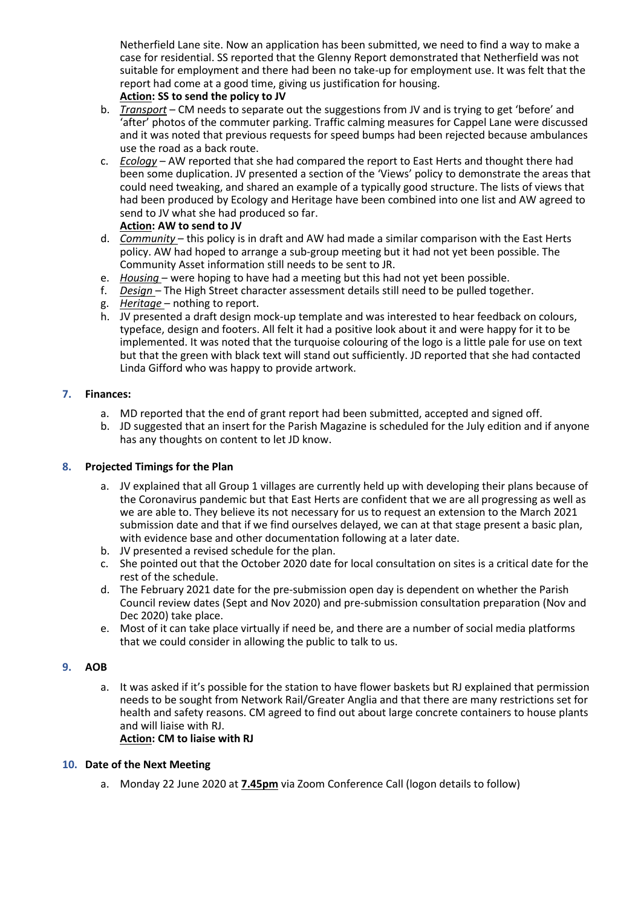Netherfield Lane site. Now an application has been submitted, we need to find a way to make a case for residential. SS reported that the Glenny Report demonstrated that Netherfield was not suitable for employment and there had been no take-up for employment use. It was felt that the report had come at a good time, giving us justification for housing.
**Action: SS to send the policy to JV**

b. *Transport* – CM needs to separate out the suggestions from JV and is trying to get 'before' and 'after' photos of the commuter parking. Traffic calming measures for Cappel Lane were discussed and it was noted that previous requests for speed bumps had been rejected because ambulances use the road as a back route.

c. *Ecology* – AW reported that she had compared the report to East Herts and thought there had been some duplication. JV presented a section of the 'Views' policy to demonstrate the areas that could need tweaking, and shared an example of a typically good structure. The lists of views that had been produced by Ecology and Heritage have been combined into one list and AW agreed to send to JV what she had produced so far.
**Action: AW to send to JV**

d. *Community* – this policy is in draft and AW had made a similar comparison with the East Herts policy. AW had hoped to arrange a sub-group meeting but it had not yet been possible. The Community Asset information still needs to be sent to JR.

e. *Housing* – were hoping to have had a meeting but this had not yet been possible.

f. *Design* – The High Street character assessment details still need to be pulled together.

g. *Heritage* – nothing to report.

h. JV presented a draft design mock-up template and was interested to hear feedback on colours, typeface, design and footers. All felt it had a positive look about it and were happy for it to be implemented. It was noted that the turquoise colouring of the logo is a little pale for use on text but that the green with black text will stand out sufficiently. JD reported that she had contacted Linda Gifford who was happy to provide artwork.

## 7. Finances:

a. MD reported that the end of grant report had been submitted, accepted and signed off.

b. JD suggested that an insert for the Parish Magazine is scheduled for the July edition and if anyone has any thoughts on content to let JD know.

## 8. Projected Timings for the Plan

a. JV explained that all Group 1 villages are currently held up with developing their plans because of the Coronavirus pandemic but that East Herts are confident that we are all progressing as well as we are able to. They believe its not necessary for us to request an extension to the March 2021 submission date and that if we find ourselves delayed, we can at that stage present a basic plan, with evidence base and other documentation following at a later date.

b. JV presented a revised schedule for the plan.

c. She pointed out that the October 2020 date for local consultation on sites is a critical date for the rest of the schedule.

d. The February 2021 date for the pre-submission open day is dependent on whether the Parish Council review dates (Sept and Nov 2020) and pre-submission consultation preparation (Nov and Dec 2020) take place.

e. Most of it can take place virtually if need be, and there are a number of social media platforms that we could consider in allowing the public to talk to us.

## 9. AOB

a. It was asked if it's possible for the station to have flower baskets but RJ explained that permission needs to be sought from Network Rail/Greater Anglia and that there are many restrictions set for health and safety reasons. CM agreed to find out about large concrete containers to house plants and will liaise with RJ.
**Action: CM to liaise with RJ**

## 10. Date of the Next Meeting

a. Monday 22 June 2020 at **7.45pm** via Zoom Conference Call (logon details to follow)